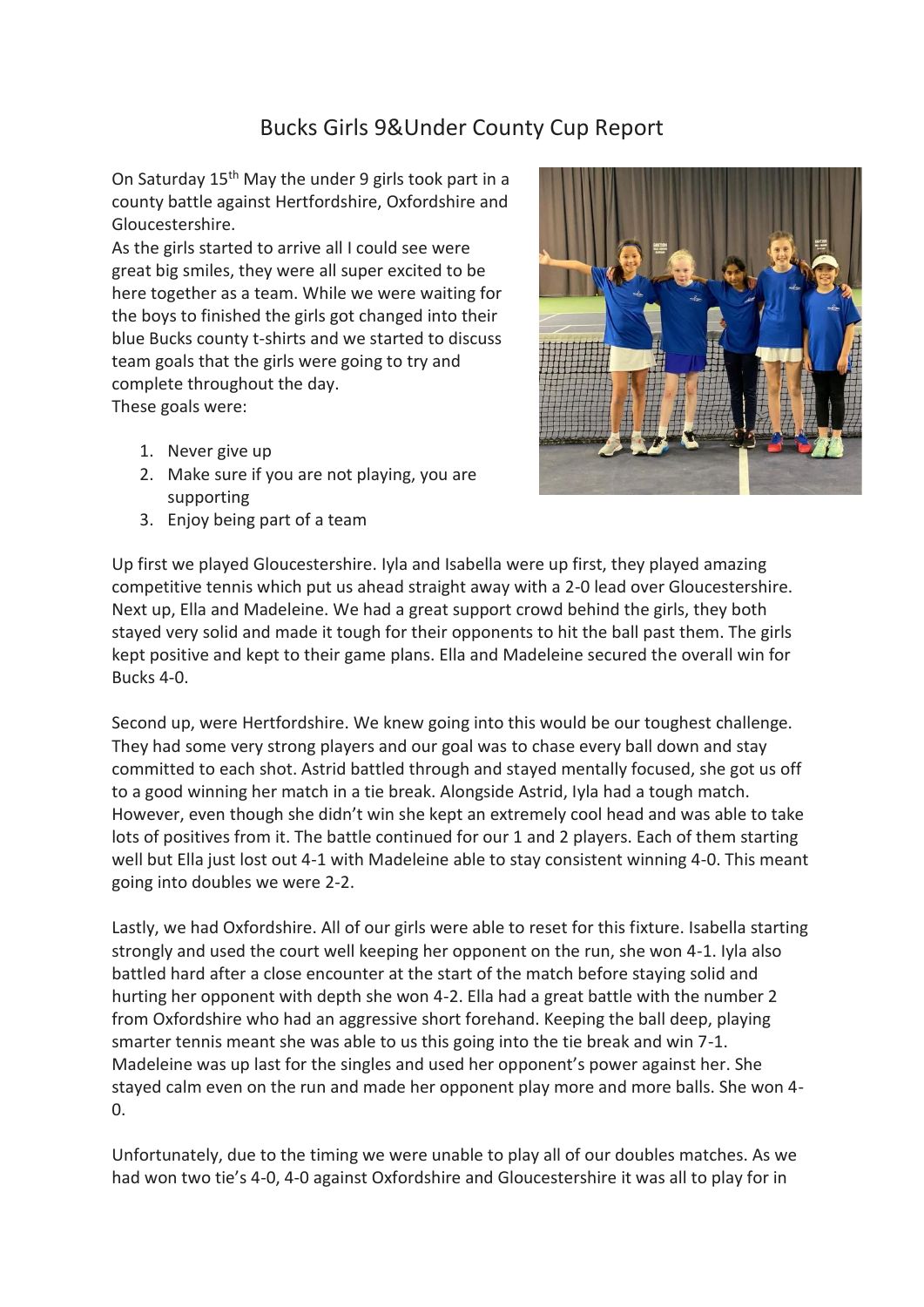# Bucks Girls 9&Under County Cup Report

On Saturday 15th May the under 9 girls took part in a county battle against Hertfordshire, Oxfordshire and Gloucestershire.

As the girls started to arrive all I could see were great big smiles, they were all super excited to be here together as a team. While we were waiting for the boys to finished the girls got changed into their blue Bucks county t-shirts and we started to discuss team goals that the girls were going to try and complete throughout the day.

These goals were:

1. Never give up
2. Make sure if you are not playing, you are supporting
3. Enjoy being part of a team

Up first we played Gloucestershire. Iyla and Isabella were up first, they played amazing competitive tennis which put us ahead straight away with a 2-0 lead over Gloucestershire. Next up, Ella and Madeleine. We had a great support crowd behind the girls, they both stayed very solid and made it tough for their opponents to hit the ball past them. The girls kept positive and kept to their game plans. Ella and Madeleine secured the overall win for Bucks 4-0.

Second up, were Hertfordshire. We knew going into this would be our toughest challenge. They had some very strong players and our goal was to chase every ball down and stay committed to each shot. Astrid battled through and stayed mentally focused, she got us off to a good winning her match in a tie break. Alongside Astrid, Iyla had a tough match. However, even though she didn't win she kept an extremely cool head and was able to take lots of positives from it. The battle continued for our 1 and 2 players. Each of them starting well but Ella just lost out 4-1 with Madeleine able to stay consistent winning 4-0. This meant going into doubles we were 2-2.

Lastly, we had Oxfordshire. All of our girls were able to reset for this fixture. Isabella starting strongly and used the court well keeping her opponent on the run, she won 4-1. Iyla also battled hard after a close encounter at the start of the match before staying solid and hurting her opponent with depth she won 4-2. Ella had a great battle with the number 2 from Oxfordshire who had an aggressive short forehand. Keeping the ball deep, playing smarter tennis meant she was able to us this going into the tie break and win 7-1. Madeleine was up last for the singles and used her opponent's power against her. She stayed calm even on the run and made her opponent play more and more balls. She won 4-0.

Unfortunately, due to the timing we were unable to play all of our doubles matches. As we had won two tie's 4-0, 4-0 against Oxfordshire and Gloucestershire it was all to play for in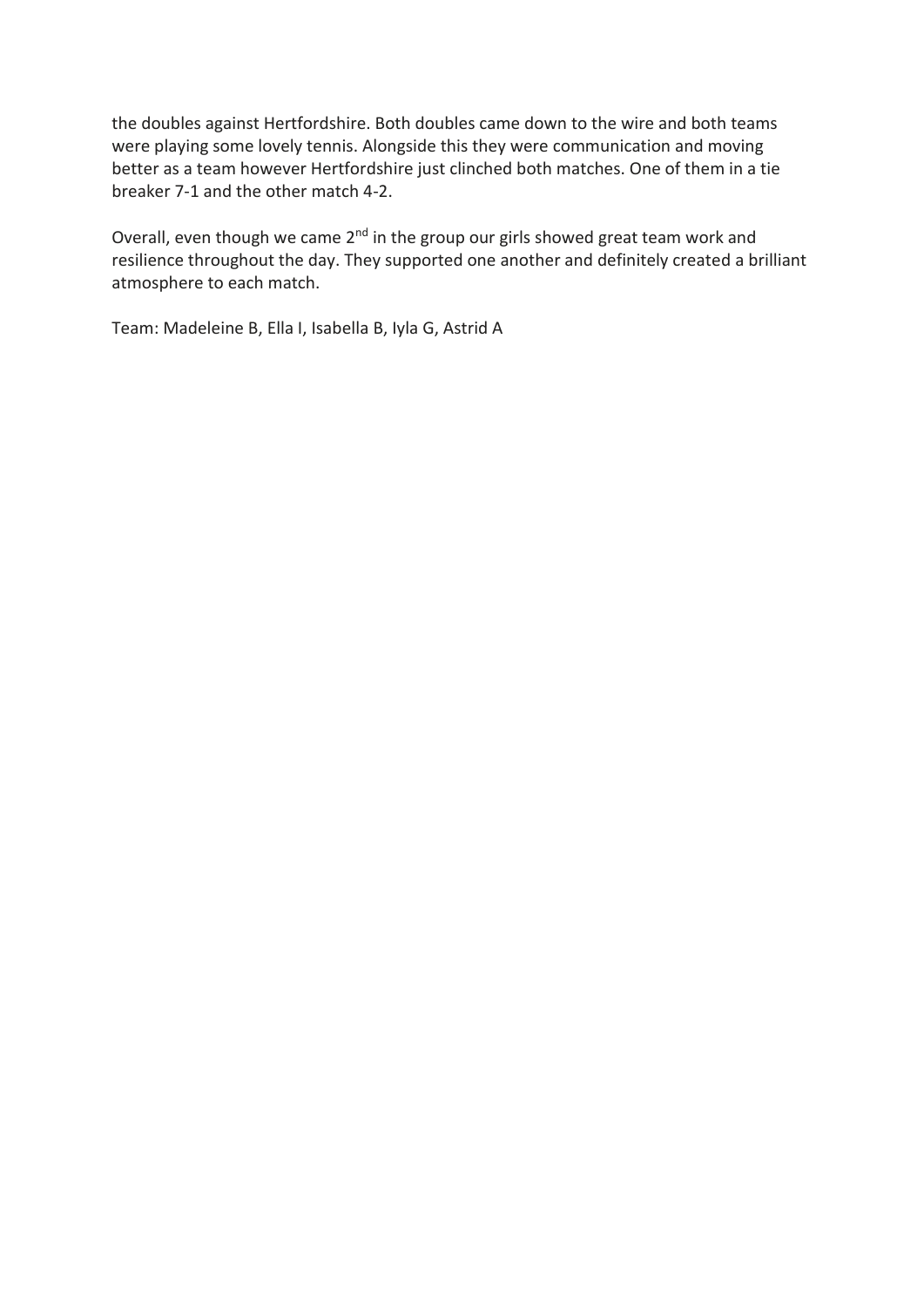the doubles against Hertfordshire. Both doubles came down to the wire and both teams were playing some lovely tennis. Alongside this they were communication and moving better as a team however Hertfordshire just clinched both matches. One of them in a tie breaker 7-1 and the other match 4-2.

Overall, even though we came 2nd in the group our girls showed great team work and resilience throughout the day. They supported one another and definitely created a brilliant atmosphere to each match.

Team: Madeleine B, Ella I, Isabella B, Iyla G, Astrid A